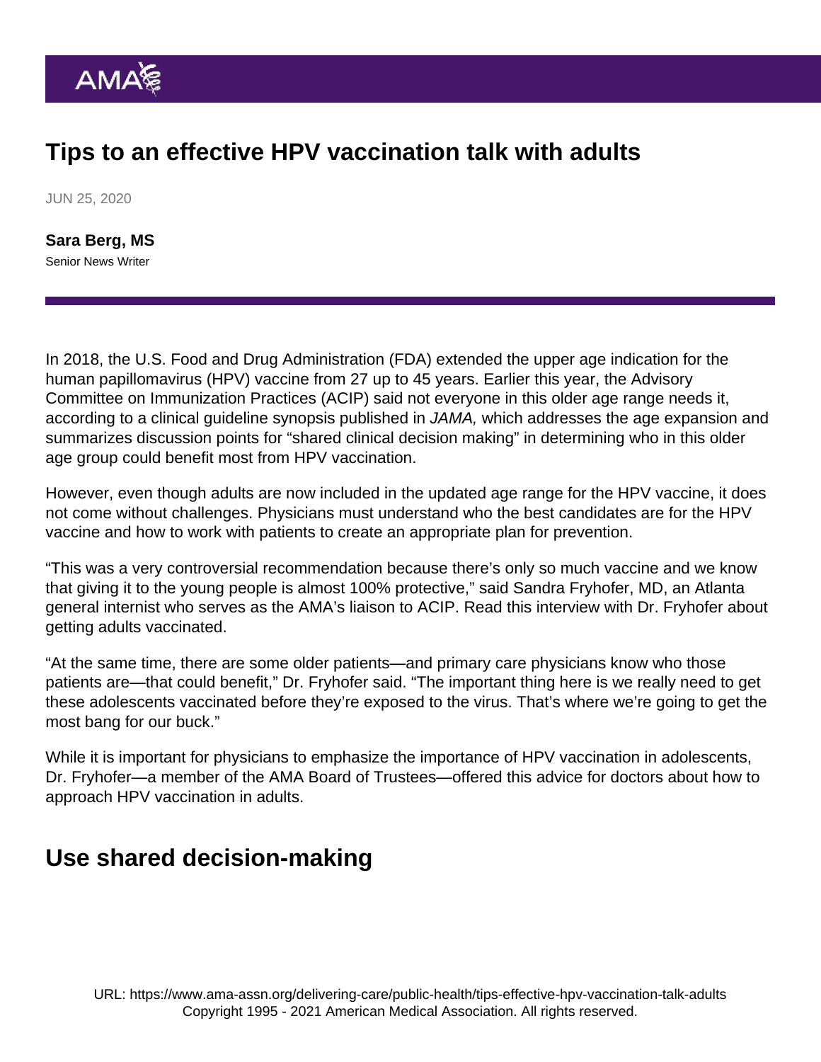# Tips to an effective HPV vaccination talk with adults

JUN 25, 2020

**Sara Berg, MS**
Senior News Writer

In 2018, the U.S. Food and Drug Administration (FDA) extended the upper age indication for the human papillomavirus (HPV) vaccine from 27 up to 45 years. Earlier this year, the Advisory Committee on Immunization Practices (ACIP) said not everyone in this older age range needs it, according to a clinical guideline synopsis published in *JAMA,* which addresses the age expansion and summarizes discussion points for "shared clinical decision making" in determining who in this older age group could benefit most from HPV vaccination.

However, even though adults are now included in the updated age range for the HPV vaccine, it does not come without challenges. Physicians must understand who the best candidates are for the HPV vaccine and how to work with patients to create an appropriate plan for prevention.

"This was a very controversial recommendation because there's only so much vaccine and we know that giving it to the young people is almost 100% protective," said Sandra Fryhofer, MD, an Atlanta general internist who serves as the AMA's liaison to ACIP. Read this interview with Dr. Fryhofer about getting adults vaccinated.

"At the same time, there are some older patients—and primary care physicians know who those patients are—that could benefit," Dr. Fryhofer said. "The important thing here is we really need to get these adolescents vaccinated before they're exposed to the virus. That's where we're going to get the most bang for our buck."

While it is important for physicians to emphasize the importance of HPV vaccination in adolescents, Dr. Fryhofer—a member of the AMA Board of Trustees—offered this advice for doctors about how to approach HPV vaccination in adults.

## Use shared decision-making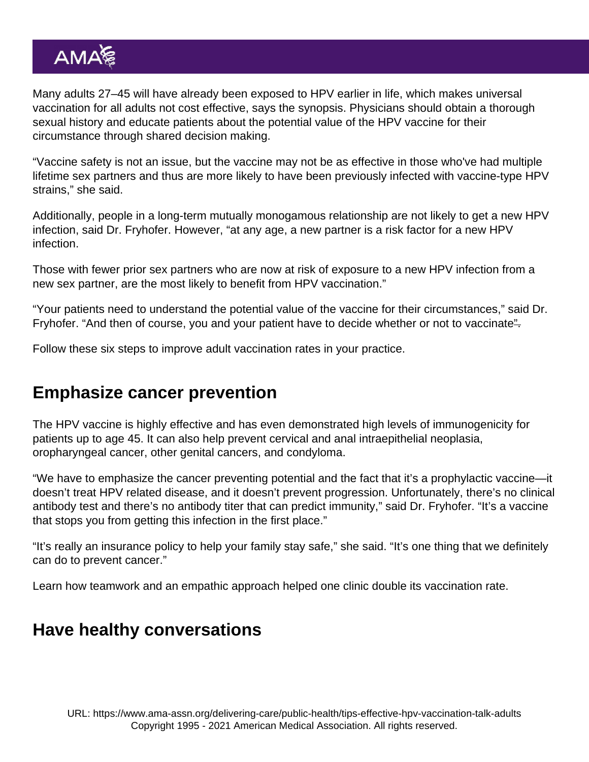Many adults 27–45 will have already been exposed to HPV earlier in life, which makes universal vaccination for all adults not cost effective, says the synopsis. Physicians should obtain a thorough sexual history and educate patients about the potential value of the HPV vaccine for their circumstance through shared decision making.

“Vaccine safety is not an issue, but the vaccine may not be as effective in those who've had multiple lifetime sex partners and thus are more likely to have been previously infected with vaccine-type HPV strains,” she said.

Additionally, people in a long-term mutually monogamous relationship are not likely to get a new HPV infection, said Dr. Fryhofer. However, “at any age, a new partner is a risk factor for a new HPV infection.

Those with fewer prior sex partners who are now at risk of exposure to a new HPV infection from a new sex partner, are the most likely to benefit from HPV vaccination.”

“Your patients need to understand the potential value of the vaccine for their circumstances,” said Dr. Fryhofer. “And then of course, you and your patient have to decide whether or not to vaccinate”.

Follow these six steps to improve adult vaccination rates in your practice.

## Emphasize cancer prevention

The HPV vaccine is highly effective and has even demonstrated high levels of immunogenicity for patients up to age 45. It can also help prevent cervical and anal intraepithelial neoplasia, oropharyngeal cancer, other genital cancers, and condyloma.

“We have to emphasize the cancer preventing potential and the fact that it’s a prophylactic vaccine—it doesn’t treat HPV related disease, and it doesn’t prevent progression. Unfortunately, there’s no clinical antibody test and there’s no antibody titer that can predict immunity,” said Dr. Fryhofer. “It’s a vaccine that stops you from getting this infection in the first place.”

“It’s really an insurance policy to help your family stay safe,” she said. “It’s one thing that we definitely can do to prevent cancer.”

Learn how teamwork and an empathic approach helped one clinic double its vaccination rate.

## Have healthy conversations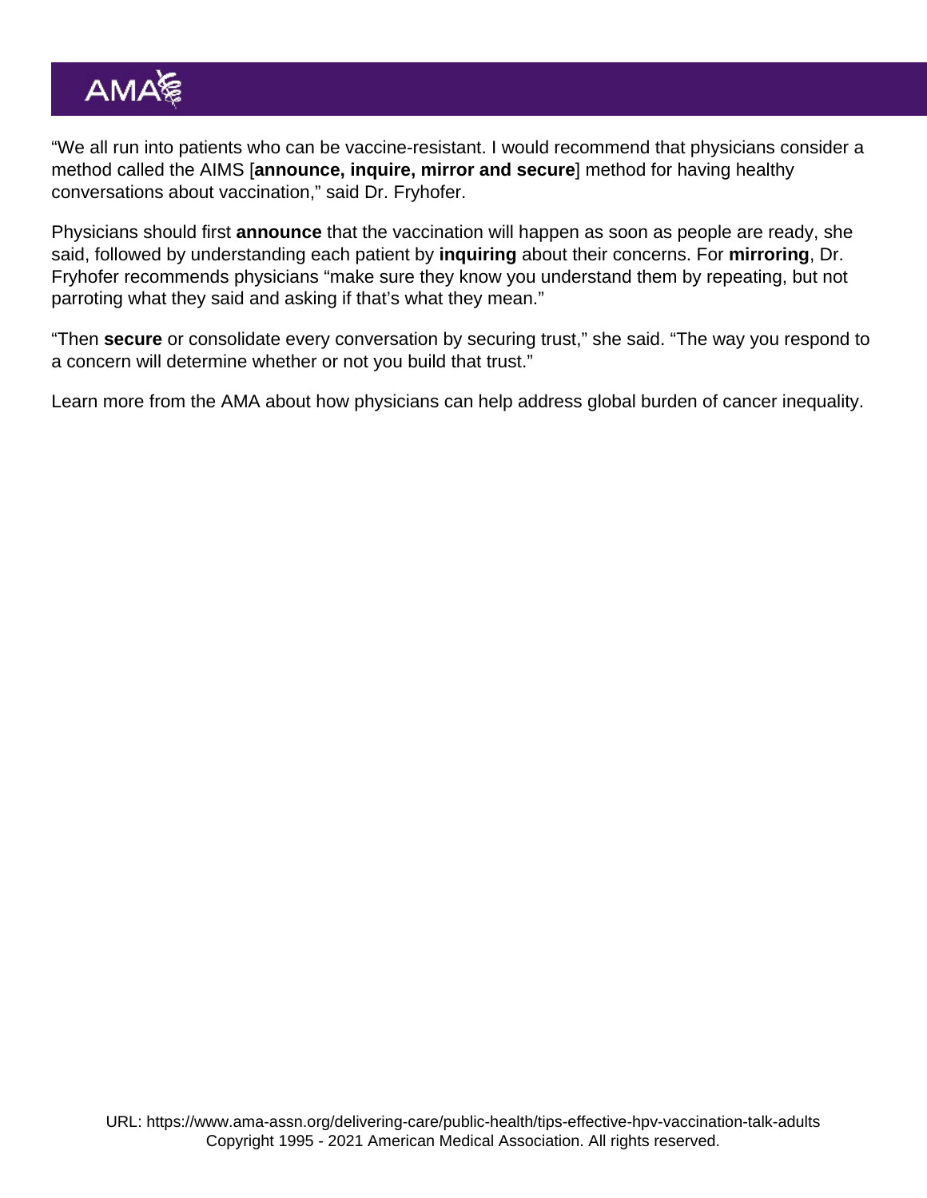"We all run into patients who can be vaccine-resistant. I would recommend that physicians consider a method called the AIMS [**announce, inquire, mirror and secure**] method for having healthy conversations about vaccination," said Dr. Fryhofer.

Physicians should first **announce** that the vaccination will happen as soon as people are ready, she said, followed by understanding each patient by **inquiring** about their concerns. For **mirroring**, Dr. Fryhofer recommends physicians "make sure they know you understand them by repeating, but not parroting what they said and asking if that's what they mean."

"Then **secure** or consolidate every conversation by securing trust," she said. "The way you respond to a concern will determine whether or not you build that trust."

Learn more from the AMA about how physicians can help address global burden of cancer inequality.